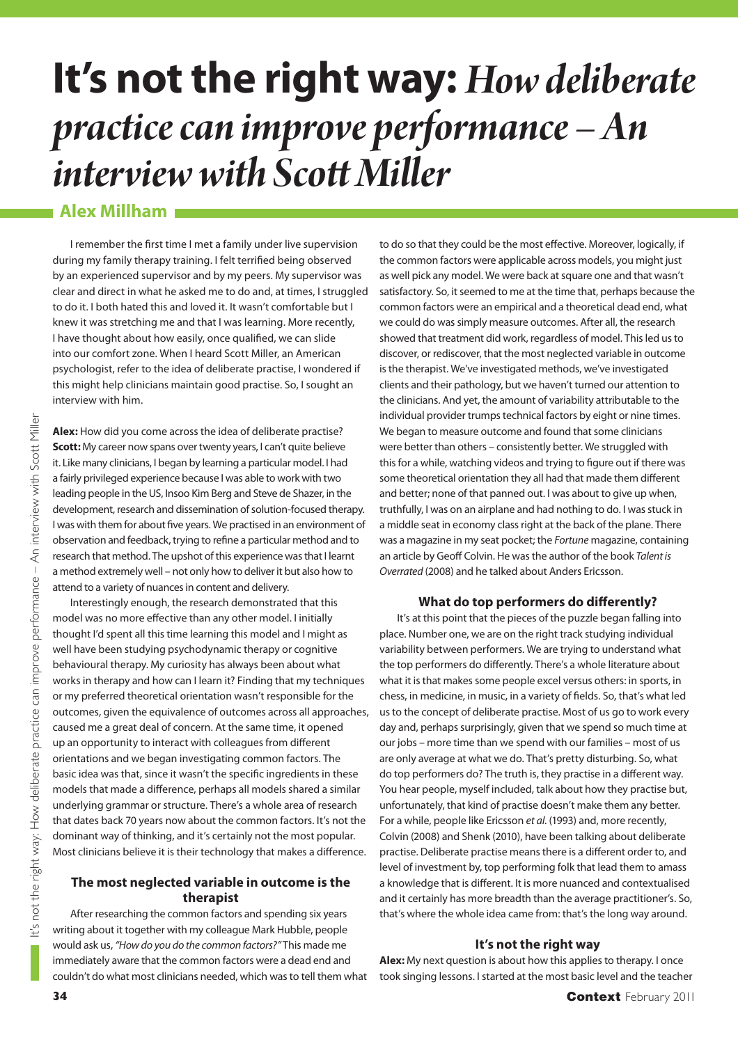# It's not the right way: *How deliberate practice can improve performance – An interview with Scott Miller*

## Alex Millham

I remember the first time I met a family under live supervision during my family therapy training. I felt terrified being observed by an experienced supervisor and by my peers. My supervisor was clear and direct in what he asked me to do and, at times, I struggled to do it. I both hated this and loved it. It wasn't comfortable but I knew it was stretching me and that I was learning. More recently, I have thought about how easily, once qualified, we can slide into our comfort zone. When I heard Scott Miller, an American psychologist, refer to the idea of deliberate practise, I wondered if this might help clinicians maintain good practise. So, I sought an interview with him.

**Alex:** How did you come across the idea of deliberate practise?

**Scott:** My career now spans over twenty years, I can't quite believe it. Like many clinicians, I began by learning a particular model. I had a fairly privileged experience because I was able to work with two leading people in the US, Insoo Kim Berg and Steve de Shazer, in the development, research and dissemination of solution-focused therapy. I was with them for about five years. We practised in an environment of observation and feedback, trying to refine a particular method and to research that method. The upshot of this experience was that I learnt a method extremely well – not only how to deliver it but also how to attend to a variety of nuances in content and delivery.

Interestingly enough, the research demonstrated that this model was no more effective than any other model. I initially thought I'd spent all this time learning this model and I might as well have been studying psychodynamic therapy or cognitive behavioural therapy. My curiosity has always been about what works in therapy and how can I learn it? Finding that my techniques or my preferred theoretical orientation wasn't responsible for the outcomes, given the equivalence of outcomes across all approaches, caused me a great deal of concern. At the same time, it opened up an opportunity to interact with colleagues from different orientations and we began investigating common factors. The basic idea was that, since it wasn't the specific ingredients in these models that made a difference, perhaps all models shared a similar underlying grammar or structure. There's a whole area of research that dates back 70 years now about the common factors. It's not the dominant way of thinking, and it's certainly not the most popular. Most clinicians believe it is their technology that makes a difference.

### The most neglected variable in outcome is the therapist

After researching the common factors and spending six years writing about it together with my colleague Mark Hubble, people would ask us, *"How do you do the common factors?"* This made me immediately aware that the common factors were a dead end and couldn't do what most clinicians needed, which was to tell them what to do so that they could be the most effective. Moreover, logically, if the common factors were applicable across models, you might just as well pick any model. We were back at square one and that wasn't satisfactory. So, it seemed to me at the time that, perhaps because the common factors were an empirical and a theoretical dead end, what we could do was simply measure outcomes. After all, the research showed that treatment did work, regardless of model. This led us to discover, or rediscover, that the most neglected variable in outcome is the therapist. We've investigated methods, we've investigated clients and their pathology, but we haven't turned our attention to the clinicians. And yet, the amount of variability attributable to the individual provider trumps technical factors by eight or nine times. We began to measure outcome and found that some clinicians were better than others – consistently better. We struggled with this for a while, watching videos and trying to figure out if there was some theoretical orientation they all had that made them different and better; none of that panned out. I was about to give up when, truthfully, I was on an airplane and had nothing to do. I was stuck in a middle seat in economy class right at the back of the plane. There was a magazine in my seat pocket; the *Fortune* magazine, containing an article by Geoff Colvin. He was the author of the book *Talent is Overrated* (2008) and he talked about Anders Ericsson.

### What do top performers do differently?

It's at this point that the pieces of the puzzle began falling into place. Number one, we are on the right track studying individual variability between performers. We are trying to understand what the top performers do differently. There's a whole literature about what it is that makes some people excel versus others: in sports, in chess, in medicine, in music, in a variety of fields. So, that's what led us to the concept of deliberate practise. Most of us go to work every day and, perhaps surprisingly, given that we spend so much time at our jobs – more time than we spend with our families – most of us are only average at what we do. That's pretty disturbing. So, what do top performers do? The truth is, they practise in a different way. You hear people, myself included, talk about how they practise but, unfortunately, that kind of practise doesn't make them any better. For a while, people like Ericsson *et al.* (1993) and, more recently, Colvin (2008) and Shenk (2010), have been talking about deliberate practise. Deliberate practise means there is a different order to, and level of investment by, top performing folk that lead them to amass a knowledge that is different. It is more nuanced and contextualised and it certainly has more breadth than the average practitioner's. So, that's where the whole idea came from: that's the long way around.

### It's not the right way

**Alex:** My next question is about how this applies to therapy. I once took singing lessons. I started at the most basic level and the teacher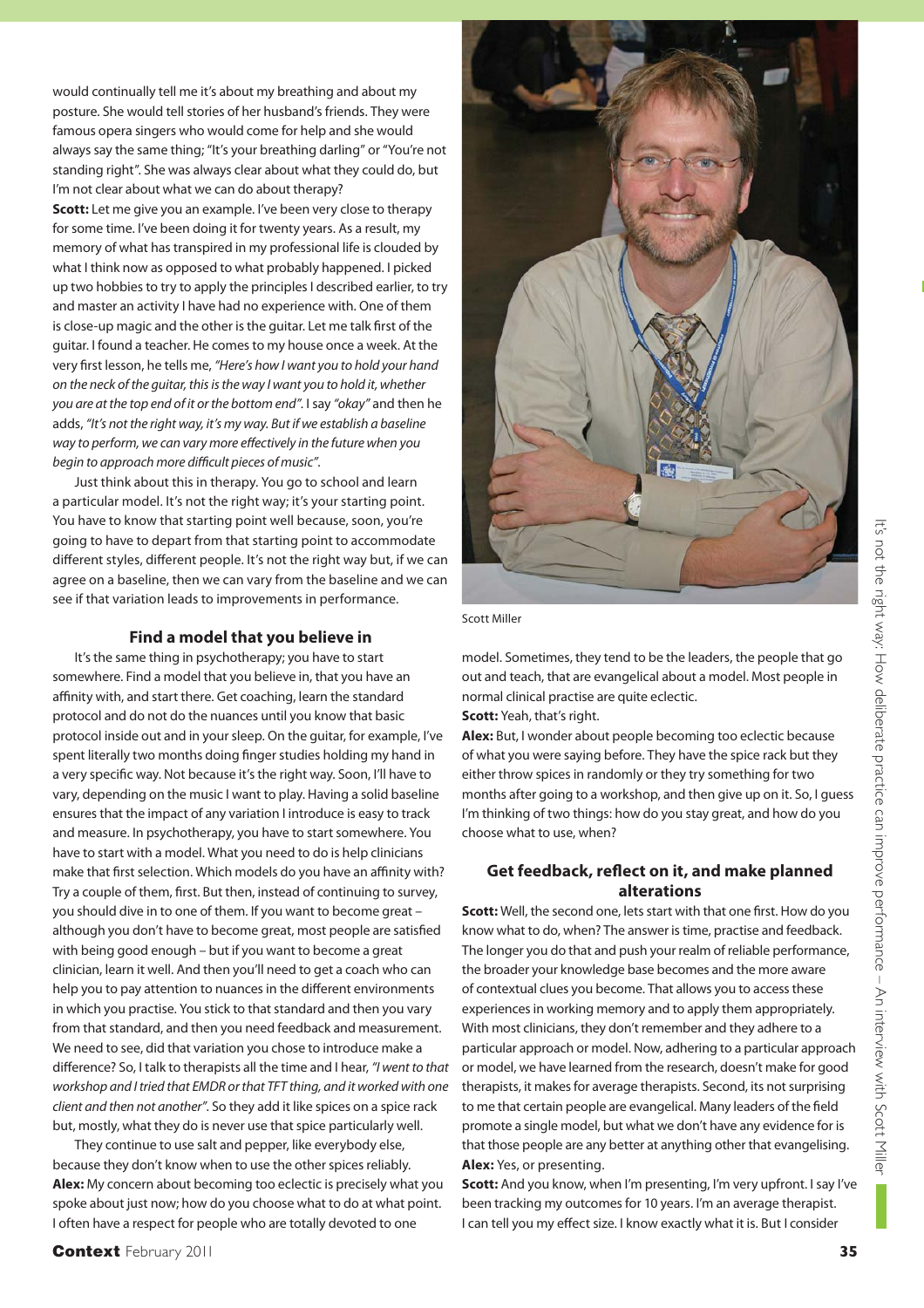would continually tell me it's about my breathing and about my posture. She would tell stories of her husband's friends. They were famous opera singers who would come for help and she would always say the same thing; "It's your breathing darling" or "You're not standing right". She was always clear about what they could do, but I'm not clear about what we can do about therapy?

**Scott:** Let me give you an example. I've been very close to therapy for some time. I've been doing it for twenty years. As a result, my memory of what has transpired in my professional life is clouded by what I think now as opposed to what probably happened. I picked up two hobbies to try to apply the principles I described earlier, to try and master an activity I have had no experience with. One of them is close-up magic and the other is the guitar. Let me talk first of the guitar. I found a teacher. He comes to my house once a week. At the very first lesson, he tells me, *"Here's how I want you to hold your hand on the neck of the guitar, this is the way I want you to hold it, whether you are at the top end of it or the bottom end"*. I say *"okay"* and then he adds, *"It's not the right way, it's my way. But if we establish a baseline way to perform, we can vary more effectively in the future when you begin to approach more difficult pieces of music"*.

Just think about this in therapy. You go to school and learn a particular model. It's not the right way; it's your starting point. You have to know that starting point well because, soon, you're going to have to depart from that starting point to accommodate different styles, different people. It's not the right way but, if we can agree on a baseline, then we can vary from the baseline and we can see if that variation leads to improvements in performance.

### Find a model that you believe in

It's the same thing in psychotherapy; you have to start somewhere. Find a model that you believe in, that you have an affinity with, and start there. Get coaching, learn the standard protocol and do not do the nuances until you know that basic protocol inside out and in your sleep. On the guitar, for example, I've spent literally two months doing finger studies holding my hand in a very specific way. Not because it's the right way. Soon, I'll have to vary, depending on the music I want to play. Having a solid baseline ensures that the impact of any variation I introduce is easy to track and measure. In psychotherapy, you have to start somewhere. You have to start with a model. What you need to do is help clinicians make that first selection. Which models do you have an affinity with? Try a couple of them, first. But then, instead of continuing to survey, you should dive in to one of them. If you want to become great – although you don't have to become great, most people are satisfied with being good enough – but if you want to become a great clinician, learn it well. And then you'll need to get a coach who can help you to pay attention to nuances in the different environments in which you practise. You stick to that standard and then you vary from that standard, and then you need feedback and measurement. We need to see, did that variation you chose to introduce make a difference? So, I talk to therapists all the time and I hear, *"I went to that workshop and I tried that EMDR or that TFT thing, and it worked with one client and then not another"*. So they add it like spices on a spice rack but, mostly, what they do is never use that spice particularly well.

They continue to use salt and pepper, like everybody else, because they don't know when to use the other spices reliably.

**Alex:** My concern about becoming too eclectic is precisely what you spoke about just now; how do you choose what to do at what point. I often have a respect for people who are totally devoted to one model. Sometimes, they tend to be the leaders, the people that go out and teach, that are evangelical about a model. Most people in normal clinical practise are quite eclectic.

**Scott:** Yeah, that's right.

**Alex:** But, I wonder about people becoming too eclectic because of what you were saying before. They have the spice rack but they either throw spices in randomly or they try something for two months after going to a workshop, and then give up on it. So, I guess I'm thinking of two things: how do you stay great, and how do you choose what to use, when?

Scott Miller

### Get feedback, reflect on it, and make planned alterations

**Scott:** Well, the second one, lets start with that one first. How do you know what to do, when? The answer is time, practise and feedback. The longer you do that and push your realm of reliable performance, the broader your knowledge base becomes and the more aware of contextual clues you become. That allows you to access these experiences in working memory and to apply them appropriately. With most clinicians, they don't remember and they adhere to a particular approach or model. Now, adhering to a particular approach or model, we have learned from the research, doesn't make for good therapists, it makes for average therapists. Second, its not surprising to me that certain people are evangelical. Many leaders of the field promote a single model, but what we don't have any evidence for is that those people are any better at anything other that evangelising.

**Alex:** Yes, or presenting.

**Scott:** And you know, when I'm presenting, I'm very upfront. I say I've been tracking my outcomes for 10 years. I'm an average therapist. I can tell you my effect size. I know exactly what it is. But I consider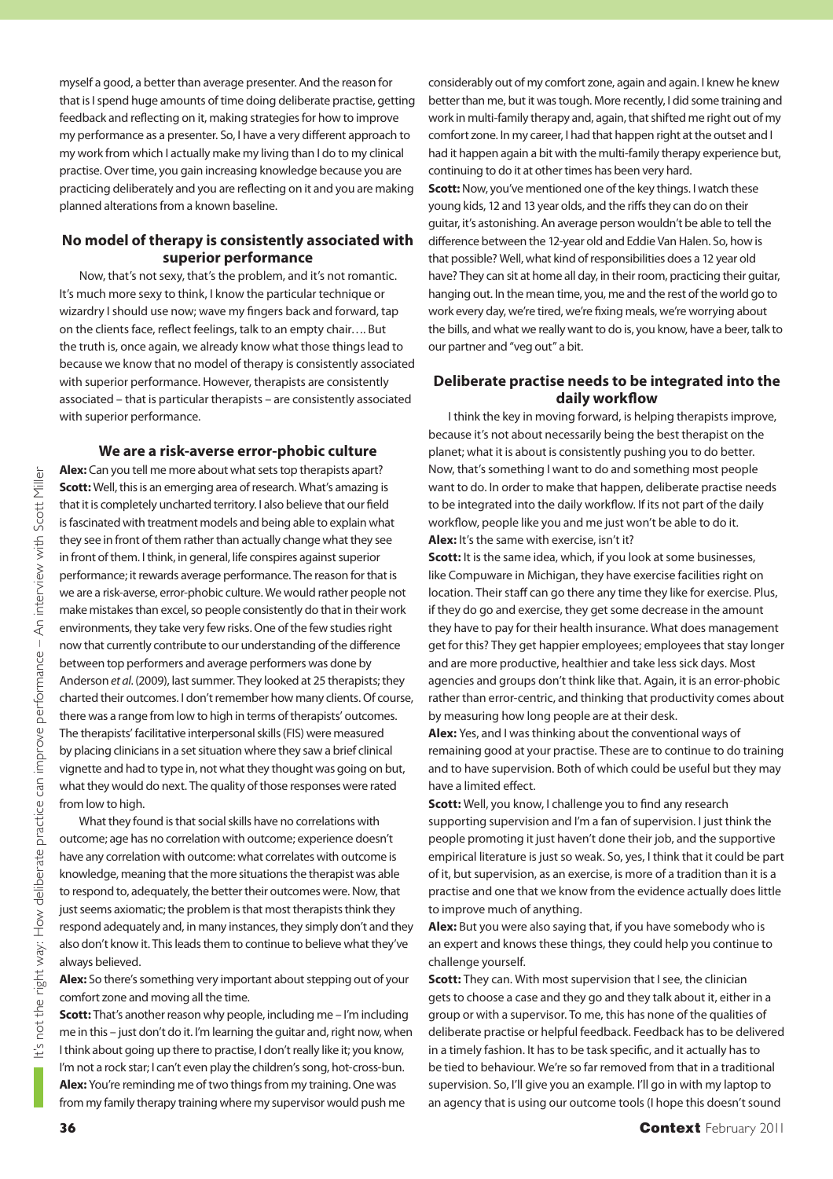myself a good, a better than average presenter. And the reason for that is I spend huge amounts of time doing deliberate practise, getting feedback and reflecting on it, making strategies for how to improve my performance as a presenter. So, I have a very different approach to my work from which I actually make my living than I do to my clinical practise. Over time, you gain increasing knowledge because you are practicing deliberately and you are reflecting on it and you are making planned alterations from a known baseline.

### No model of therapy is consistently associated with superior performance

Now, that's not sexy, that's the problem, and it's not romantic. It's much more sexy to think, I know the particular technique or wizardry I should use now; wave my fingers back and forward, tap on the clients face, reflect feelings, talk to an empty chair…. But the truth is, once again, we already know what those things lead to because we know that no model of therapy is consistently associated with superior performance. However, therapists are consistently associated – that is particular therapists – are consistently associated with superior performance.

### We are a risk-averse error-phobic culture

**Alex:** Can you tell me more about what sets top therapists apart?

**Scott:** Well, this is an emerging area of research. What's amazing is that it is completely uncharted territory. I also believe that our field is fascinated with treatment models and being able to explain what they see in front of them rather than actually change what they see in front of them. I think, in general, life conspires against superior performance; it rewards average performance. The reason for that is we are a risk-averse, error-phobic culture. We would rather people not make mistakes than excel, so people consistently do that in their work environments, they take very few risks. One of the few studies right now that currently contribute to our understanding of the difference between top performers and average performers was done by Anderson *et al.* (2009), last summer. They looked at 25 therapists; they charted their outcomes. I don't remember how many clients. Of course, there was a range from low to high in terms of therapists' outcomes. The therapists' facilitative interpersonal skills (FIS) were measured by placing clinicians in a set situation where they saw a brief clinical vignette and had to type in, not what they thought was going on but, what they would do next. The quality of those responses were rated from low to high.

What they found is that social skills have no correlations with outcome; age has no correlation with outcome; experience doesn't have any correlation with outcome: what correlates with outcome is knowledge, meaning that the more situations the therapist was able to respond to, adequately, the better their outcomes were. Now, that just seems axiomatic; the problem is that most therapists think they respond adequately and, in many instances, they simply don't and they also don't know it. This leads them to continue to believe what they've always believed.

**Alex:** So there's something very important about stepping out of your comfort zone and moving all the time.

**Scott:** That's another reason why people, including me – I'm including me in this – just don't do it. I'm learning the guitar and, right now, when I think about going up there to practise, I don't really like it; you know, I'm not a rock star; I can't even play the children's song, hot-cross-bun.

**Alex:** You're reminding me of two things from my training. One was from my family therapy training where my supervisor would push me considerably out of my comfort zone, again and again. I knew he knew better than me, but it was tough. More recently, I did some training and work in multi-family therapy and, again, that shifted me right out of my comfort zone. In my career, I had that happen right at the outset and I had it happen again a bit with the multi-family therapy experience but, continuing to do it at other times has been very hard.

**Scott:** Now, you've mentioned one of the key things. I watch these young kids, 12 and 13 year olds, and the riffs they can do on their guitar, it's astonishing. An average person wouldn't be able to tell the difference between the 12-year old and Eddie Van Halen. So, how is that possible? Well, what kind of responsibilities does a 12 year old have? They can sit at home all day, in their room, practicing their guitar, hanging out. In the mean time, you, me and the rest of the world go to work every day, we're tired, we're fixing meals, we're worrying about the bills, and what we really want to do is, you know, have a beer, talk to our partner and "veg out" a bit.

### Deliberate practise needs to be integrated into the daily workflow

I think the key in moving forward, is helping therapists improve, because it's not about necessarily being the best therapist on the planet; what it is about is consistently pushing you to do better. Now, that's something I want to do and something most people want to do. In order to make that happen, deliberate practise needs to be integrated into the daily workflow. If its not part of the daily workflow, people like you and me just won't be able to do it.

**Alex:** It's the same with exercise, isn't it?

**Scott:** It is the same idea, which, if you look at some businesses, like Compuware in Michigan, they have exercise facilities right on location. Their staff can go there any time they like for exercise. Plus, if they do go and exercise, they get some decrease in the amount they have to pay for their health insurance. What does management get for this? They get happier employees; employees that stay longer and are more productive, healthier and take less sick days. Most agencies and groups don't think like that. Again, it is an error-phobic rather than error-centric, and thinking that productivity comes about by measuring how long people are at their desk.

**Alex:** Yes, and I was thinking about the conventional ways of remaining good at your practise. These are to continue to do training and to have supervision. Both of which could be useful but they may have a limited effect.

**Scott:** Well, you know, I challenge you to find any research supporting supervision and I'm a fan of supervision. I just think the people promoting it just haven't done their job, and the supportive empirical literature is just so weak. So, yes, I think that it could be part of it, but supervision, as an exercise, is more of a tradition than it is a practise and one that we know from the evidence actually does little to improve much of anything.

**Alex:** But you were also saying that, if you have somebody who is an expert and knows these things, they could help you continue to challenge yourself.

**Scott:** They can. With most supervision that I see, the clinician gets to choose a case and they go and they talk about it, either in a group or with a supervisor. To me, this has none of the qualities of deliberate practise or helpful feedback. Feedback has to be delivered in a timely fashion. It has to be task specific, and it actually has to be tied to behaviour. We're so far removed from that in a traditional supervision. So, I'll give you an example. I'll go in with my laptop to an agency that is using our outcome tools (I hope this doesn't sound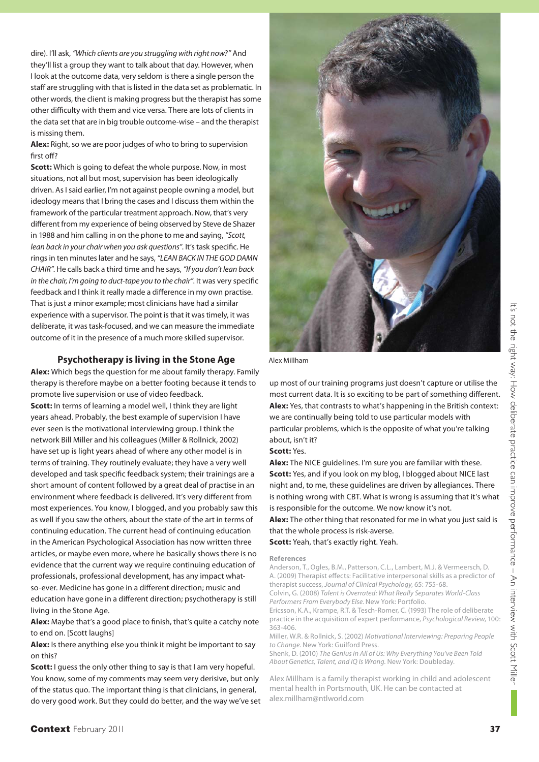dire). I'll ask, *"Which clients are you struggling with right now?"* And they'll list a group they want to talk about that day. However, when I look at the outcome data, very seldom is there a single person the staff are struggling with that is listed in the data set as problematic. In other words, the client is making progress but the therapist has some other difficulty with them and vice versa. There are lots of clients in the data set that are in big trouble outcome-wise – and the therapist is missing them.

**Alex:** Right, so we are poor judges of who to bring to supervision first off?

**Scott:** Which is going to defeat the whole purpose. Now, in most situations, not all but most, supervision has been ideologically driven. As I said earlier, I'm not against people owning a model, but ideology means that I bring the cases and I discuss them within the framework of the particular treatment approach. Now, that's very different from my experience of being observed by Steve de Shazer in 1988 and him calling in on the phone to me and saying, *"Scott, lean back in your chair when you ask questions"*. It's task specific. He rings in ten minutes later and he says, *"LEAN BACK IN THE GOD DAMN CHAIR"*. He calls back a third time and he says, *"If you don't lean back in the chair, I'm going to duct-tape you to the chair"*. It was very specific feedback and I think it really made a difference in my own practise. That is just a minor example; most clinicians have had a similar experience with a supervisor. The point is that it was timely, it was deliberate, it was task-focused, and we can measure the immediate outcome of it in the presence of a much more skilled supervisor.

### Psychotherapy is living in the Stone Age

**Alex:** Which begs the question for me about family therapy. Family therapy is therefore maybe on a better footing because it tends to promote live supervision or use of video feedback.

**Scott:** In terms of learning a model well, I think they are light years ahead. Probably, the best example of supervision I have ever seen is the motivational interviewing group. I think the network Bill Miller and his colleagues (Miller & Rollnick, 2002) have set up is light years ahead of where any other model is in terms of training. They routinely evaluate; they have a very well developed and task specific feedback system; their trainings are a short amount of content followed by a great deal of practise in an environment where feedback is delivered. It's very different from most experiences. You know, I blogged, and you probably saw this as well if you saw the others, about the state of the art in terms of continuing education. The current head of continuing education in the American Psychological Association has now written three articles, or maybe even more, where he basically shows there is no evidence that the current way we require continuing education of professionals, professional development, has any impact what-so-ever. Medicine has gone in a different direction; music and education have gone in a different direction; psychotherapy is still living in the Stone Age.

**Alex:** Maybe that's a good place to finish, that's quite a catchy note to end on. [Scott laughs]

**Alex:** Is there anything else you think it might be important to say on this?

**Scott:** I guess the only other thing to say is that I am very hopeful. You know, some of my comments may seem very derisive, but only of the status quo. The important thing is that clinicians, in general, do very good work. But they could do better, and the way we've set up most of our training programs just doesn't capture or utilise the most current data. It is so exciting to be part of something different.

Alex Millham

**Alex:** Yes, that contrasts to what's happening in the British context: we are continually being told to use particular models with particular problems, which is the opposite of what you're talking about, isn't it?

**Scott:** Yes.

**Alex:** The NICE guidelines. I'm sure you are familiar with these.

**Scott:** Yes, and if you look on my blog, I blogged about NICE last night and, to me, these guidelines are driven by allegiances. There is nothing wrong with CBT. What is wrong is assuming that it's what is responsible for the outcome. We now know it's not.

**Alex:** The other thing that resonated for me in what you just said is that the whole process is risk-averse.

**Scott:** Yeah, that's exactly right. Yeah.

#### References

Anderson, T., Ogles, B.M., Patterson, C.L., Lambert, M.J. & Vermeersch, D. A. (2009) Therapist effects: Facilitative interpersonal skills as a predictor of therapist success, *Journal of Clinical Psychology*, 65: 755-68.

Colvin, G. (2008) *Talent is Overrated: What Really Separates World-Class Performers From Everybody Else*. New York: Portfolio.

Ericsson, K.A., Krampe, R.T. & Tesch-Romer, C. (1993) The role of deliberate practice in the acquisition of expert performance, *Psychological Review*, 100: 363-406.

Miller, W.R. & Rollnick, S. (2002) *Motivational Interviewing: Preparing People to Change*. New York: Guilford Press.

Shenk, D. (2010) *The Genius in All of Us: Why Everything You've Been Told About Genetics, Talent, and IQ Is Wrong*. New York: Doubleday.

Alex Millham is a family therapist working in child and adolescent mental health in Portsmouth, UK. He can be contacted at alex.millham@ntlworld.com